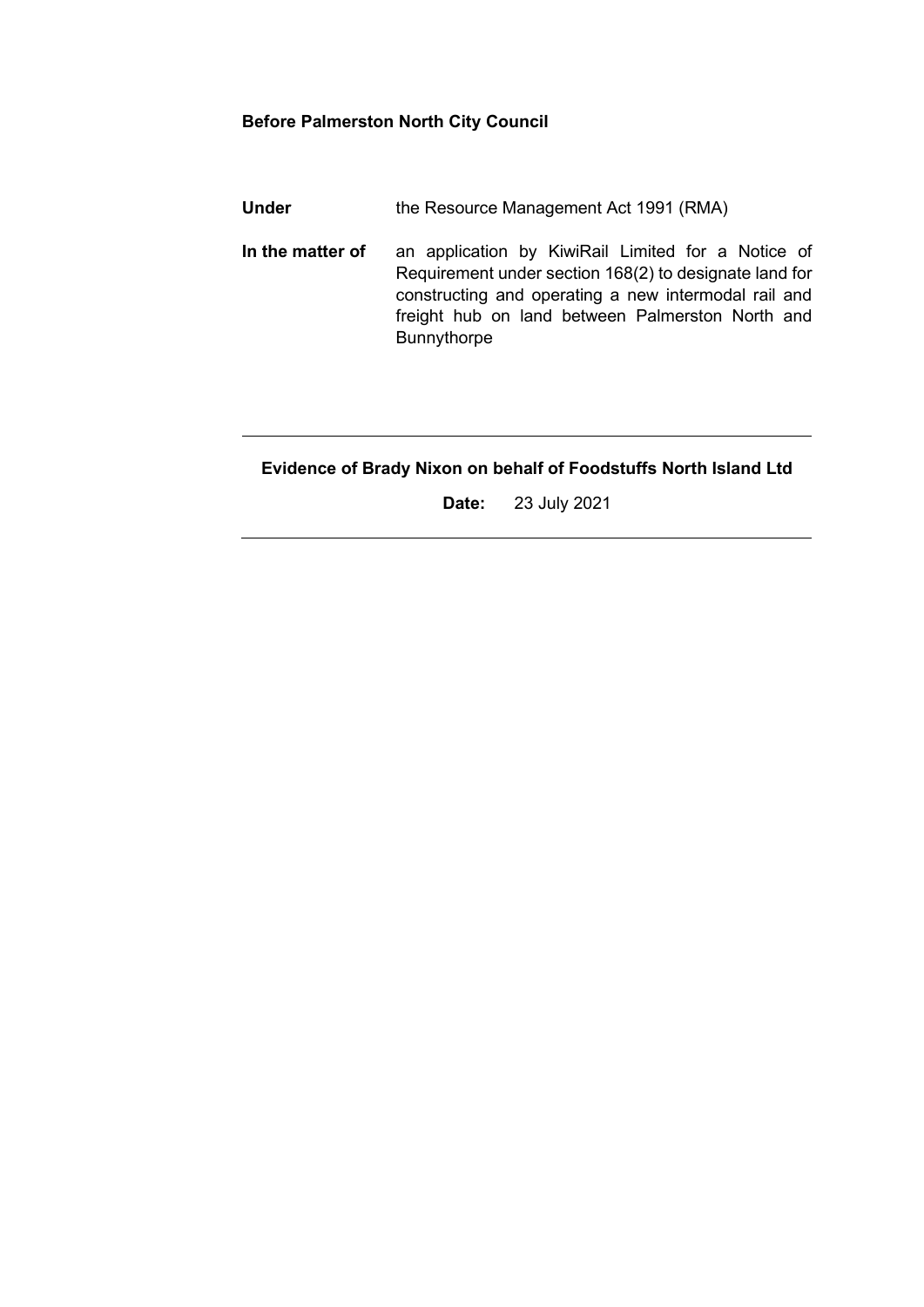**Before Palmerston North City Council**

| | |
|---|---|
| **Under** | the Resource Management Act 1991 (RMA) |
| **In the matter of** | an application by KiwiRail Limited for a Notice of Requirement under section 168(2) to designate land for constructing and operating a new intermodal rail and freight hub on land between Palmerston North and Bunnythorpe |

---

**Evidence of Brady Nixon on behalf of Foodstuffs North Island Ltd**

**Date:** 23 July 2021

---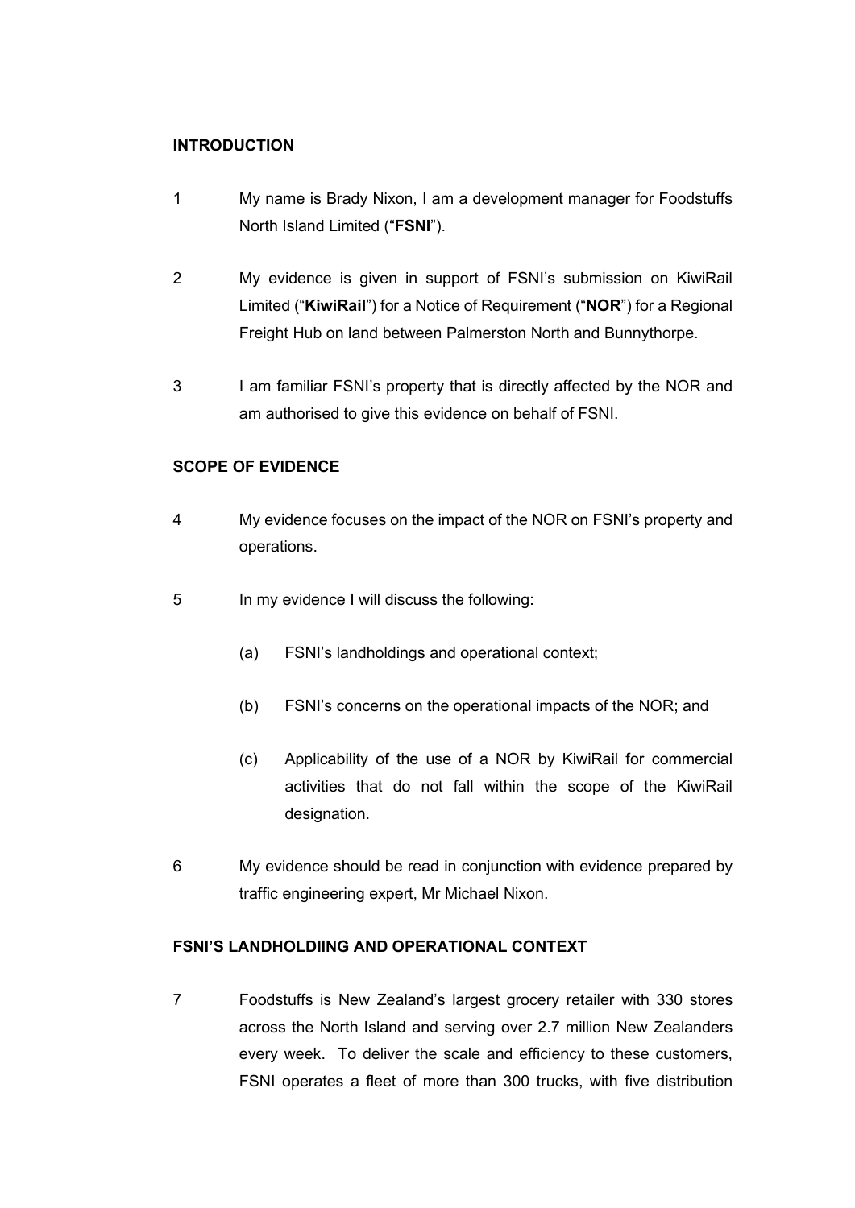## INTRODUCTION

1 My name is Brady Nixon, I am a development manager for Foodstuffs North Island Limited ("**FSNI**").

2 My evidence is given in support of FSNI's submission on KiwiRail Limited ("**KiwiRail**") for a Notice of Requirement ("**NOR**") for a Regional Freight Hub on land between Palmerston North and Bunnythorpe.

3 I am familiar FSNI's property that is directly affected by the NOR and am authorised to give this evidence on behalf of FSNI.

## SCOPE OF EVIDENCE

4 My evidence focuses on the impact of the NOR on FSNI's property and operations.

5 In my evidence I will discuss the following:

(a) FSNI's landholdings and operational context;

(b) FSNI's concerns on the operational impacts of the NOR; and

(c) Applicability of the use of a NOR by KiwiRail for commercial activities that do not fall within the scope of the KiwiRail designation.

6 My evidence should be read in conjunction with evidence prepared by traffic engineering expert, Mr Michael Nixon.

## FSNI'S LANDHOLDIING AND OPERATIONAL CONTEXT

7 Foodstuffs is New Zealand's largest grocery retailer with 330 stores across the North Island and serving over 2.7 million New Zealanders every week. To deliver the scale and efficiency to these customers, FSNI operates a fleet of more than 300 trucks, with five distribution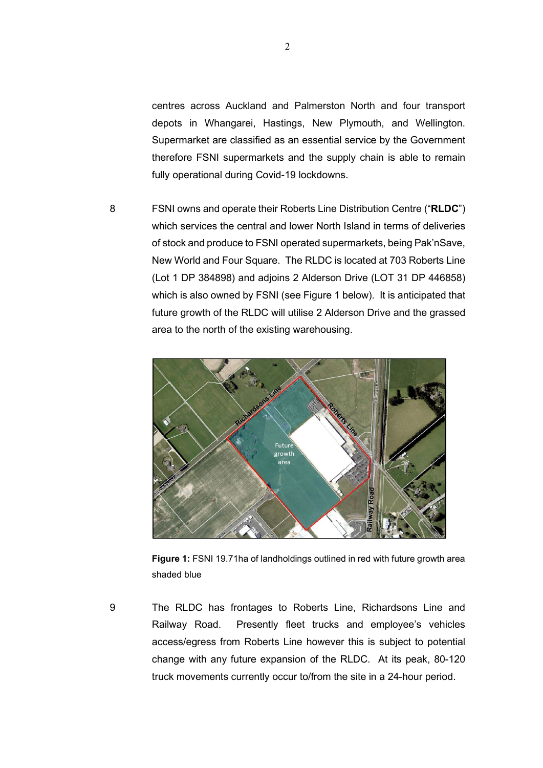centres across Auckland and Palmerston North and four transport depots in Whangarei, Hastings, New Plymouth, and Wellington. Supermarket are classified as an essential service by the Government therefore FSNI supermarkets and the supply chain is able to remain fully operational during Covid-19 lockdowns.

8 FSNI owns and operate their Roberts Line Distribution Centre ("**RLDC**") which services the central and lower North Island in terms of deliveries of stock and produce to FSNI operated supermarkets, being Pak'nSave, New World and Four Square. The RLDC is located at 703 Roberts Line (Lot 1 DP 384898) and adjoins 2 Alderson Drive (LOT 31 DP 446858) which is also owned by FSNI (see Figure 1 below). It is anticipated that future growth of the RLDC will utilise 2 Alderson Drive and the grassed area to the north of the existing warehousing.

**Figure 1:** FSNI 19.71ha of landholdings outlined in red with future growth area shaded blue

9 The RLDC has frontages to Roberts Line, Richardsons Line and Railway Road. Presently fleet trucks and employee's vehicles access/egress from Roberts Line however this is subject to potential change with any future expansion of the RLDC. At its peak, 80-120 truck movements currently occur to/from the site in a 24-hour period.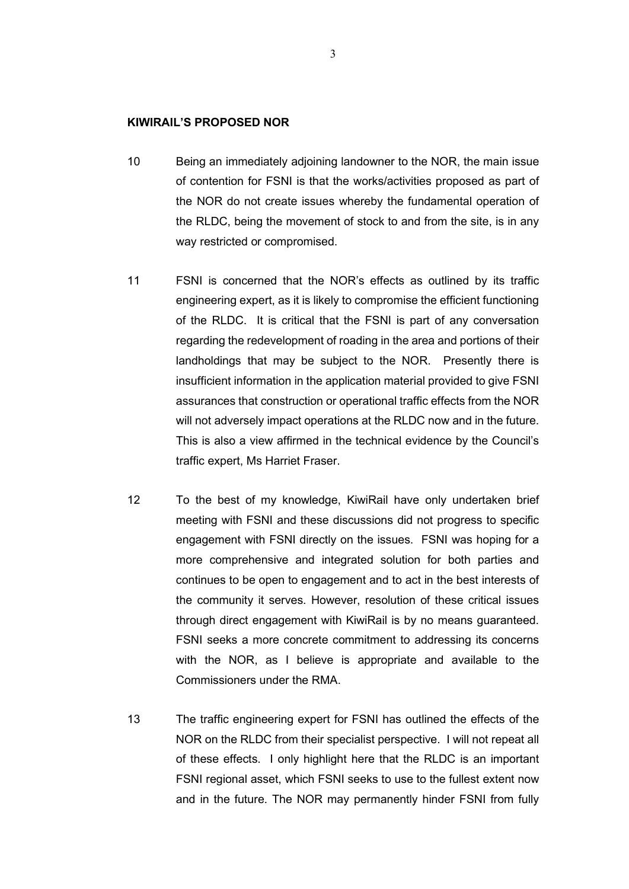**KIWIRAIL'S PROPOSED NOR**

10 Being an immediately adjoining landowner to the NOR, the main issue of contention for FSNI is that the works/activities proposed as part of the NOR do not create issues whereby the fundamental operation of the RLDC, being the movement of stock to and from the site, is in any way restricted or compromised.

11 FSNI is concerned that the NOR's effects as outlined by its traffic engineering expert, as it is likely to compromise the efficient functioning of the RLDC. It is critical that the FSNI is part of any conversation regarding the redevelopment of roading in the area and portions of their landholdings that may be subject to the NOR. Presently there is insufficient information in the application material provided to give FSNI assurances that construction or operational traffic effects from the NOR will not adversely impact operations at the RLDC now and in the future. This is also a view affirmed in the technical evidence by the Council's traffic expert, Ms Harriet Fraser.

12 To the best of my knowledge, KiwiRail have only undertaken brief meeting with FSNI and these discussions did not progress to specific engagement with FSNI directly on the issues. FSNI was hoping for a more comprehensive and integrated solution for both parties and continues to be open to engagement and to act in the best interests of the community it serves. However, resolution of these critical issues through direct engagement with KiwiRail is by no means guaranteed. FSNI seeks a more concrete commitment to addressing its concerns with the NOR, as I believe is appropriate and available to the Commissioners under the RMA.

13 The traffic engineering expert for FSNI has outlined the effects of the NOR on the RLDC from their specialist perspective. I will not repeat all of these effects. I only highlight here that the RLDC is an important FSNI regional asset, which FSNI seeks to use to the fullest extent now and in the future. The NOR may permanently hinder FSNI from fully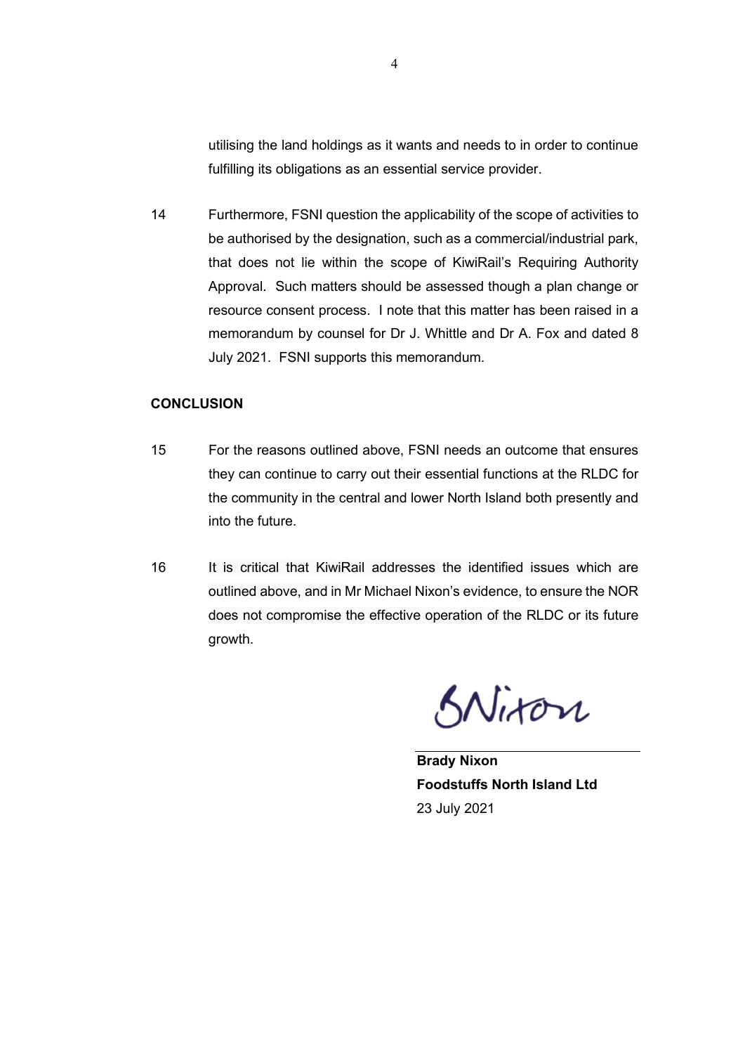utilising the land holdings as it wants and needs to in order to continue fulfilling its obligations as an essential service provider.

14 Furthermore, FSNI question the applicability of the scope of activities to be authorised by the designation, such as a commercial/industrial park, that does not lie within the scope of KiwiRail's Requiring Authority Approval. Such matters should be assessed though a plan change or resource consent process. I note that this matter has been raised in a memorandum by counsel for Dr J. Whittle and Dr A. Fox and dated 8 July 2021. FSNI supports this memorandum.

## CONCLUSION

15 For the reasons outlined above, FSNI needs an outcome that ensures they can continue to carry out their essential functions at the RLDC for the community in the central and lower North Island both presently and into the future.

16 It is critical that KiwiRail addresses the identified issues which are outlined above, and in Mr Michael Nixon's evidence, to ensure the NOR does not compromise the effective operation of the RLDC or its future growth.

BNixon

**Brady Nixon**
**Foodstuffs North Island Ltd**
23 July 2021